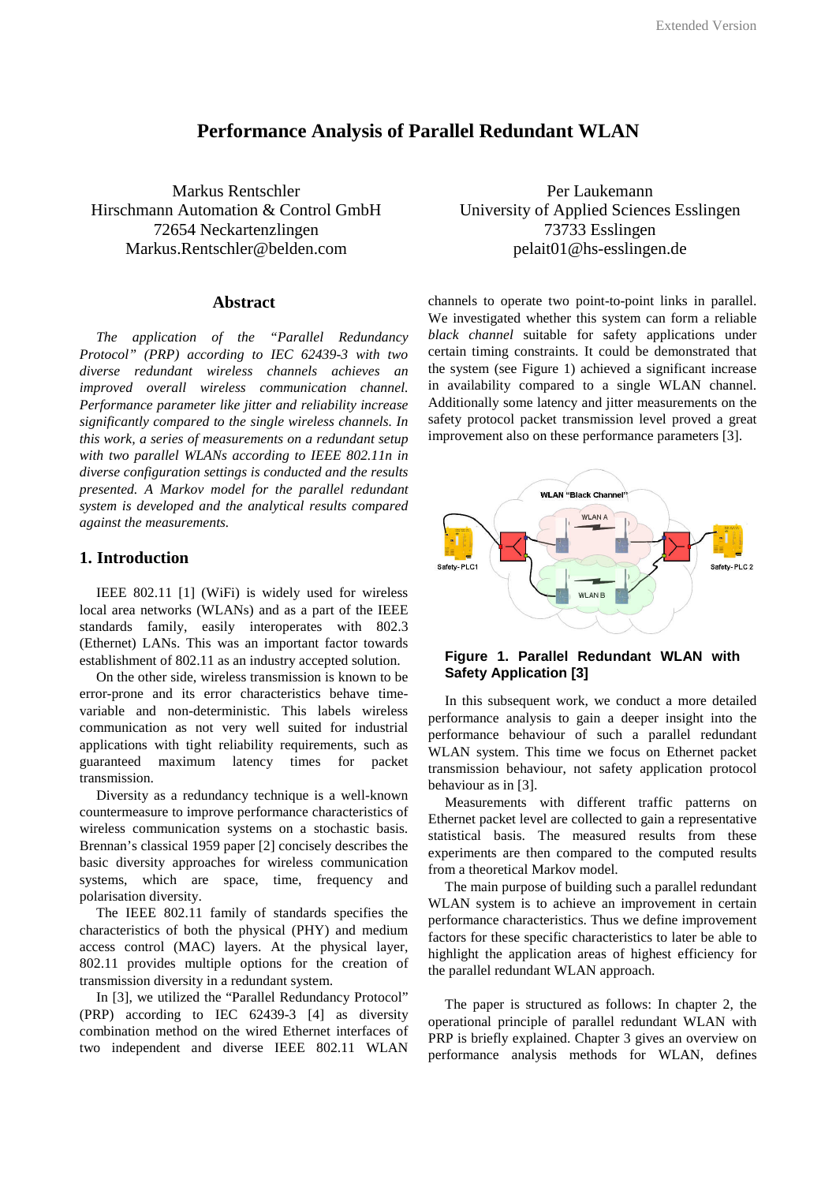Extended Version

# Performance Analysis of Parallel Redundant WLAN

Markus Rentschler
Hirschmann Automation & Control GmbH
72654 Neckartenzlingen
Markus.Rentschler@belden.com

Per Laukemann
University of Applied Sciences Esslingen
73733 Esslingen
pelait01@hs-esslingen.de

## Abstract

*The application of the "Parallel Redundancy Protocol" (PRP) according to IEC 62439-3 with two diverse redundant wireless channels achieves an improved overall wireless communication channel. Performance parameter like jitter and reliability increase significantly compared to the single wireless channels. In this work, a series of measurements on a redundant setup with two parallel WLANs according to IEEE 802.11n in diverse configuration settings is conducted and the results presented. A Markov model for the parallel redundant system is developed and the analytical results compared against the measurements.*

## 1. Introduction

IEEE 802.11 [1] (WiFi) is widely used for wireless local area networks (WLANs) and as a part of the IEEE standards family, easily interoperates with 802.3 (Ethernet) LANs. This was an important factor towards establishment of 802.11 as an industry accepted solution.

On the other side, wireless transmission is known to be error-prone and its error characteristics behave time-variable and non-deterministic. This labels wireless communication as not very well suited for industrial applications with tight reliability requirements, such as guaranteed maximum latency times for packet transmission.

Diversity as a redundancy technique is a well-known countermeasure to improve performance characteristics of wireless communication systems on a stochastic basis. Brennan's classical 1959 paper [2] concisely describes the basic diversity approaches for wireless communication systems, which are space, time, frequency and polarisation diversity.

The IEEE 802.11 family of standards specifies the characteristics of both the physical (PHY) and medium access control (MAC) layers. At the physical layer, 802.11 provides multiple options for the creation of transmission diversity in a redundant system.

In [3], we utilized the "Parallel Redundancy Protocol" (PRP) according to IEC 62439-3 [4] as diversity combination method on the wired Ethernet interfaces of two independent and diverse IEEE 802.11 WLAN channels to operate two point-to-point links in parallel. We investigated whether this system can form a reliable *black channel* suitable for safety applications under certain timing constraints. It could be demonstrated that the system (see Figure 1) achieved a significant increase in availability compared to a single WLAN channel. Additionally some latency and jitter measurements on the safety protocol packet transmission level proved a great improvement also on these performance parameters [3].

**Figure 1. Parallel Redundant WLAN with Safety Application [3]**

In this subsequent work, we conduct a more detailed performance analysis to gain a deeper insight into the performance behaviour of such a parallel redundant WLAN system. This time we focus on Ethernet packet transmission behaviour, not safety application protocol behaviour as in [3].

Measurements with different traffic patterns on Ethernet packet level are collected to gain a representative statistical basis. The measured results from these experiments are then compared to the computed results from a theoretical Markov model.

The main purpose of building such a parallel redundant WLAN system is to achieve an improvement in certain performance characteristics. Thus we define improvement factors for these specific characteristics to later be able to highlight the application areas of highest efficiency for the parallel redundant WLAN approach.

The paper is structured as follows: In chapter 2, the operational principle of parallel redundant WLAN with PRP is briefly explained. Chapter 3 gives an overview on performance analysis methods for WLAN, defines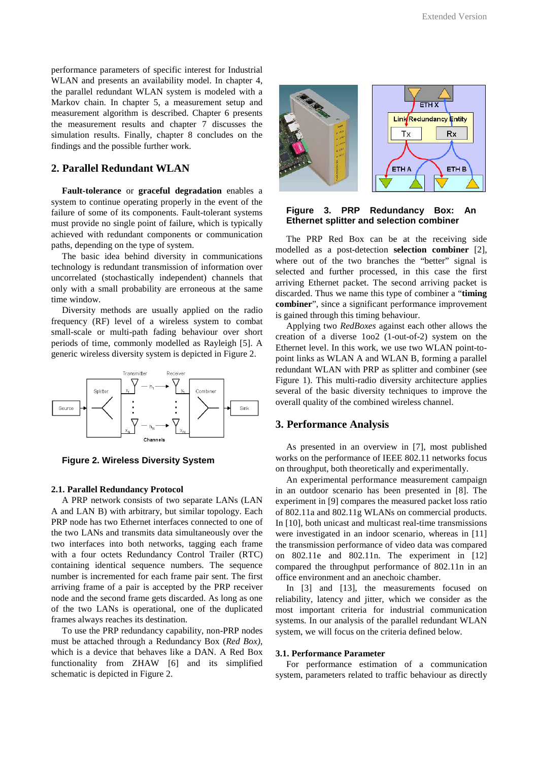performance parameters of specific interest for Industrial WLAN and presents an availability model. In chapter 4, the parallel redundant WLAN system is modeled with a Markov chain. In chapter 5, a measurement setup and measurement algorithm is described. Chapter 6 presents the measurement results and chapter 7 discusses the simulation results. Finally, chapter 8 concludes on the findings and the possible further work.

## 2. Parallel Redundant WLAN

**Fault-tolerance** or **graceful degradation** enables a system to continue operating properly in the event of the failure of some of its components. Fault-tolerant systems must provide no single point of failure, which is typically achieved with redundant components or communication paths, depending on the type of system.

The basic idea behind diversity in communications technology is redundant transmission of information over uncorrelated (stochastically independent) channels that only with a small probability are erroneous at the same time window.

Diversity methods are usually applied on the radio frequency (RF) level of a wireless system to combat small-scale or multi-path fading behaviour over short periods of time, commonly modelled as Rayleigh [5]. A generic wireless diversity system is depicted in Figure 2.

**Figure 2. Wireless Diversity System**

### 2.1. Parallel Redundancy Protocol

A PRP network consists of two separate LANs (LAN A and LAN B) with arbitrary, but similar topology. Each PRP node has two Ethernet interfaces connected to one of the two LANs and transmits data simultaneously over the two interfaces into both networks, tagging each frame with a four octets Redundancy Control Trailer (RTC) containing identical sequence numbers. The sequence number is incremented for each frame pair sent. The first arriving frame of a pair is accepted by the PRP receiver node and the second frame gets discarded. As long as one of the two LANs is operational, one of the duplicated frames always reaches its destination.

To use the PRP redundancy capability, non-PRP nodes must be attached through a Redundancy Box (*Red Box*), which is a device that behaves like a DAN. A Red Box functionality from ZHAW [6] and its simplified schematic is depicted in Figure 2.

**Figure 3. PRP Redundancy Box: An Ethernet splitter and selection combiner**

The PRP Red Box can be at the receiving side modelled as a post-detection **selection combiner** [2], where out of the two branches the "better" signal is selected and further processed, in this case the first arriving Ethernet packet. The second arriving packet is discarded. Thus we name this type of combiner a "**timing combiner**", since a significant performance improvement is gained through this timing behaviour.

Applying two *RedBoxes* against each other allows the creation of a diverse 1oo2 (1-out-of-2) system on the Ethernet level. In this work, we use two WLAN point-to-point links as WLAN A and WLAN B, forming a parallel redundant WLAN with PRP as splitter and combiner (see Figure 1). This multi-radio diversity architecture applies several of the basic diversity techniques to improve the overall quality of the combined wireless channel.

## 3. Performance Analysis

As presented in an overview in [7], most published works on the performance of IEEE 802.11 networks focus on throughput, both theoretically and experimentally.

An experimental performance measurement campaign in an outdoor scenario has been presented in [8]. The experiment in [9] compares the measured packet loss ratio of 802.11a and 802.11g WLANs on commercial products. In [10], both unicast and multicast real-time transmissions were investigated in an indoor scenario, whereas in [11] the transmission performance of video data was compared on 802.11e and 802.11n. The experiment in [12] compared the throughput performance of 802.11n in an office environment and an anechoic chamber.

In [3] and [13], the measurements focused on reliability, latency and jitter, which we consider as the most important criteria for industrial communication systems. In our analysis of the parallel redundant WLAN system, we will focus on the criteria defined below.

### 3.1. Performance Parameter

For performance estimation of a communication system, parameters related to traffic behaviour as directly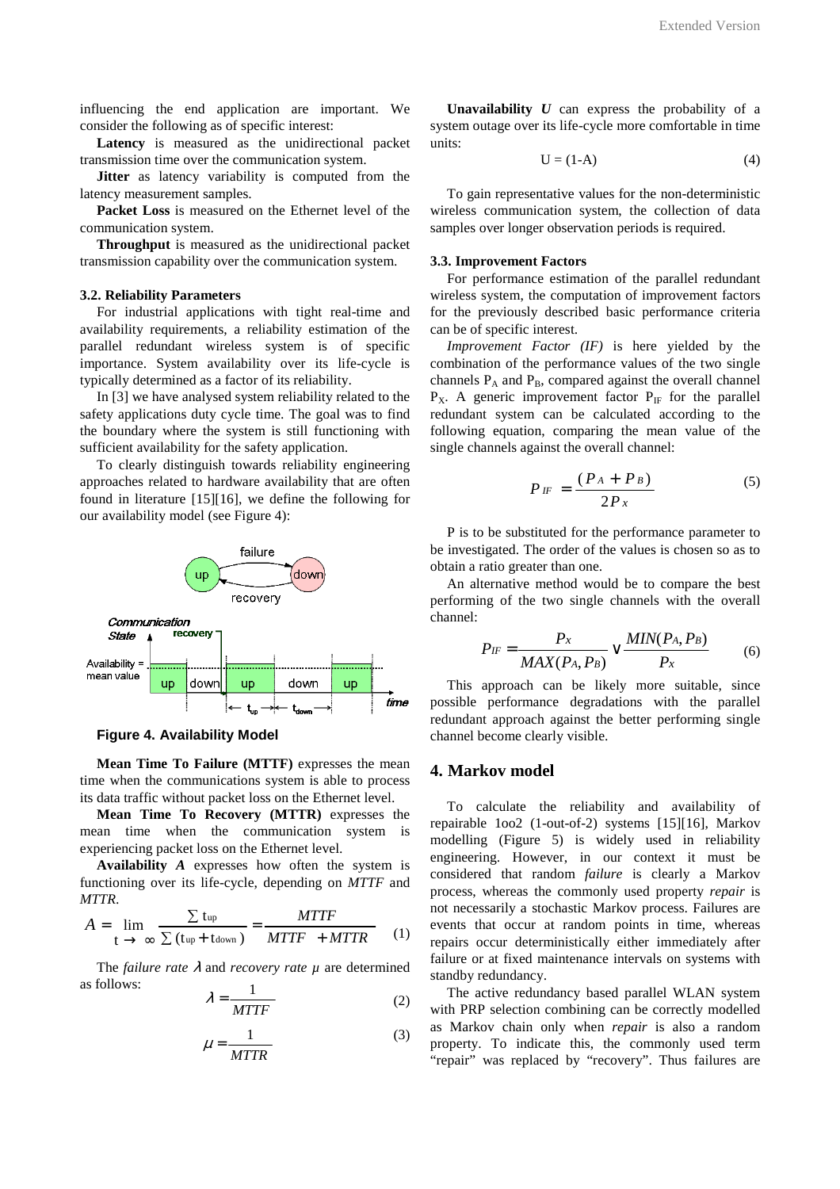influencing the end application are important. We consider the following as of specific interest:

**Latency** is measured as the unidirectional packet transmission time over the communication system.

**Jitter** as latency variability is computed from the latency measurement samples.

**Packet Loss** is measured on the Ethernet level of the communication system.

**Throughput** is measured as the unidirectional packet transmission capability over the communication system.

### 3.2. Reliability Parameters

For industrial applications with tight real-time and availability requirements, a reliability estimation of the parallel redundant wireless system is of specific importance. System availability over its life-cycle is typically determined as a factor of its reliability.

In [3] we have analysed system reliability related to the safety applications duty cycle time. The goal was to find the boundary where the system is still functioning with sufficient availability for the safety application.

To clearly distinguish towards reliability engineering approaches related to hardware availability that are often found in literature [15][16], we define the following for our availability model (see Figure 4):

**Figure 4. Availability Model**

**Mean Time To Failure (MTTF)** expresses the mean time when the communications system is able to process its data traffic without packet loss on the Ethernet level.

**Mean Time To Recovery (MTTR)** expresses the mean time when the communication system is experiencing packet loss on the Ethernet level.

**Availability** ***A*** expresses how often the system is functioning over its life-cycle, depending on *MTTF* and *MTTR*.

$$A = \lim_{t \to \infty} \frac{\sum t_{up}}{\sum (t_{up} + t_{down})} = \frac{MTTF}{MTTF + MTTR} \quad (1)$$

The *failure rate* $\lambda$ and *recovery rate* $\mu$ are determined as follows:

$$\lambda = \frac{1}{MTTF} \quad (2)$$

$$\mu = \frac{1}{MTTR} \quad (3)$$

**Unavailability** ***U*** can express the probability of a system outage over its life-cycle more comfortable in time units:

$$U = (1-A) \quad (4)$$

To gain representative values for the non-deterministic wireless communication system, the collection of data samples over longer observation periods is required.

### 3.3. Improvement Factors

For performance estimation of the parallel redundant wireless system, the computation of improvement factors for the previously described basic performance criteria can be of specific interest.

*Improvement Factor (IF)* is here yielded by the combination of the performance values of the two single channels $P_A$ and $P_B$, compared against the overall channel $P_X$. A generic improvement factor $P_{IF}$ for the parallel redundant system can be calculated according to the following equation, comparing the mean value of the single channels against the overall channel:

$$P_{IF} = \frac{(P_A + P_B)}{2P_x} \quad (5)$$

P is to be substituted for the performance parameter to be investigated. The order of the values is chosen so as to obtain a ratio greater than one.

An alternative method would be to compare the best performing of the two single channels with the overall channel:

$$P_{IF} = \frac{P_X}{MAX(P_A, P_B)} \vee \frac{MIN(P_A, P_B)}{P_X} \quad (6)$$

This approach can be likely more suitable, since possible performance degradations with the parallel redundant approach against the better performing single channel become clearly visible.

## 4. Markov model

To calculate the reliability and availability of repairable 1oo2 (1-out-of-2) systems [15][16], Markov modelling (Figure 5) is widely used in reliability engineering. However, in our context it must be considered that random *failure* is clearly a Markov process, whereas the commonly used property *repair* is not necessarily a stochastic Markov process. Failures are events that occur at random points in time, whereas repairs occur deterministically either immediately after failure or at fixed maintenance intervals on systems with standby redundancy.

The active redundancy based parallel WLAN system with PRP selection combining can be correctly modelled as Markov chain only when *repair* is also a random property. To indicate this, the commonly used term "repair" was replaced by "recovery". Thus failures are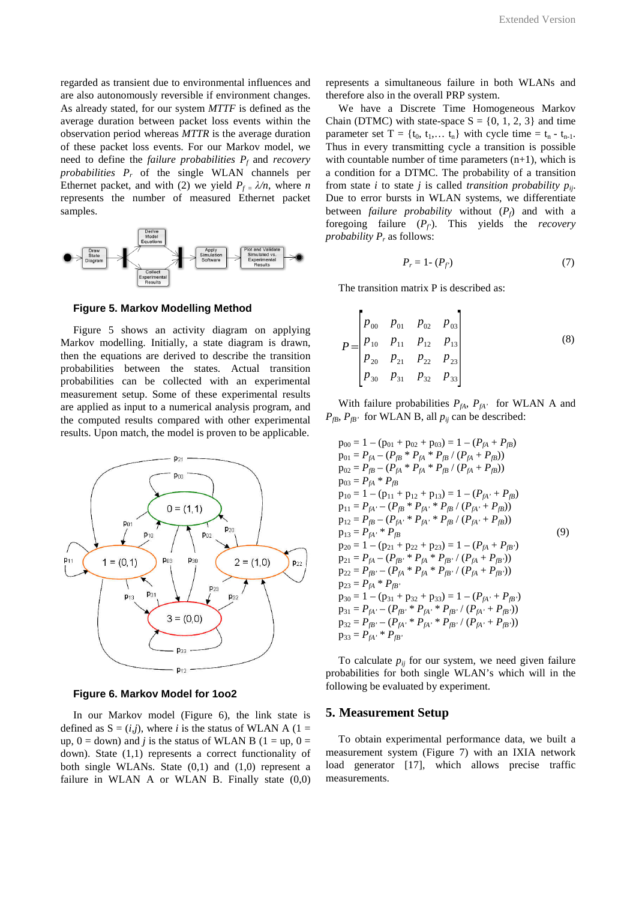regarded as transient due to environmental influences and are also autonomously reversible if environment changes. As already stated, for our system *MTTF* is defined as the average duration between packet loss events within the observation period whereas *MTTR* is the average duration of these packet loss events. For our Markov model, we need to define the *failure probabilities* $P_f$ and *recovery probabilities* $P_r$ of the single WLAN channels per Ethernet packet, and with (2) we yield $P_f = \lambda/n$, where $n$ represents the number of measured Ethernet packet samples.

**Figure 5. Markov Modelling Method**

Figure 5 shows an activity diagram on applying Markov modelling. Initially, a state diagram is drawn, then the equations are derived to describe the transition probabilities between the states. Actual transition probabilities can be collected with an experimental measurement setup. Some of these experimental results are applied as input to a numerical analysis program, and the computed results compared with other experimental results. Upon match, the model is proven to be applicable.

**Figure 6. Markov Model for 1oo2**

In our Markov model (Figure 6), the link state is defined as S = $(i,j)$, where $i$ is the status of WLAN A (1 = up, 0 = down) and $j$ is the status of WLAN B (1 = up, 0 = down). State (1,1) represents a correct functionality of both single WLANs. State (0,1) and (1,0) represent a failure in WLAN A or WLAN B. Finally state (0,0) represents a simultaneous failure in both WLANs and therefore also in the overall PRP system.

We have a Discrete Time Homogeneous Markov Chain (DTMC) with state-space S = {0, 1, 2, 3} and time parameter set T = $\{t_0, t_1, \ldots t_n\}$ with cycle time = $t_n - t_{n-1}$. Thus in every transmitting cycle a transition is possible with countable number of time parameters (n+1), which is a condition for a DTMC. The probability of a transition from state $i$ to state $j$ is called *transition probability* $p_{ij}$. Due to error bursts in WLAN systems, we differentiate between *failure probability* without ($P_f$) and with a foregoing failure ($P_{f'}$). This yields the *recovery probability* $P_r$ as follows:

$$P_r = 1 - (P_{f'}) \tag{7}$$

The transition matrix P is described as:

$$P = \begin{bmatrix} p_{00} & p_{01} & p_{02} & p_{03} \\ p_{10} & p_{11} & p_{12} & p_{13} \\ p_{20} & p_{21} & p_{22} & p_{23} \\ p_{30} & p_{31} & p_{32} & p_{33} \end{bmatrix} \tag{8}$$

With failure probabilities $P_{fA}$, $P_{fA'}$ for WLAN A and $P_{fB}$, $P_{fB'}$ for WLAN B, all $p_{ij}$ can be described:

$$\begin{aligned}
p_{00} &= 1 - (p_{01} + p_{02} + p_{03}) = 1 - (P_{fA} + P_{fB}) \\
p_{01} &= P_{fA} - (P_{fB} * P_{fA} * P_{fB} / (P_{fA} + P_{fB})) \\
p_{02} &= P_{fB} - (P_{fA} * P_{fA} * P_{fB} / (P_{fA} + P_{fB})) \\
p_{03} &= P_{fA} * P_{fB} \\
p_{10} &= 1 - (p_{11} + p_{12} + p_{13}) = 1 - (P_{fA'} + P_{fB}) \\
p_{11} &= P_{fA'} - (P_{fB} * P_{fA'} * P_{fB} / (P_{fA'} + P_{fB})) \\
p_{12} &= P_{fB} - (P_{fA'} * P_{fA'} * P_{fB} / (P_{fA'} + P_{fB})) \\
p_{13} &= P_{fA'} * P_{fB} \\
p_{20} &= 1 - (p_{21} + p_{22} + p_{23}) = 1 - (P_{fA} + P_{fB'}) \\
p_{21} &= P_{fA} - (P_{fB'} * P_{fA} * P_{fB'} / (P_{fA} + P_{fB'})) \\
p_{22} &= P_{fB'} - (P_{fA} * P_{fA} * P_{fB'} / (P_{fA} + P_{fB'})) \\
p_{23} &= P_{fA} * P_{fB'} \\
p_{30} &= 1 - (p_{31} + p_{32} + p_{33}) = 1 - (P_{fA'} + P_{fB'}) \\
p_{31} &= P_{fA'} - (P_{fB'} * P_{fA'} * P_{fB'} / (P_{fA'} + P_{fB'})) \\
p_{32} &= P_{fB'} - (P_{fA'} * P_{fA'} * P_{fB'} / (P_{fA'} + P_{fB'})) \\
p_{33} &= P_{fA'} * P_{fB'}
\end{aligned} \tag{9}$$

To calculate $p_{ij}$ for our system, we need given failure probabilities for both single WLAN's which will in the following be evaluated by experiment.

## 5. Measurement Setup

To obtain experimental performance data, we built a measurement system (Figure 7) with an IXIA network load generator [17], which allows precise traffic measurements.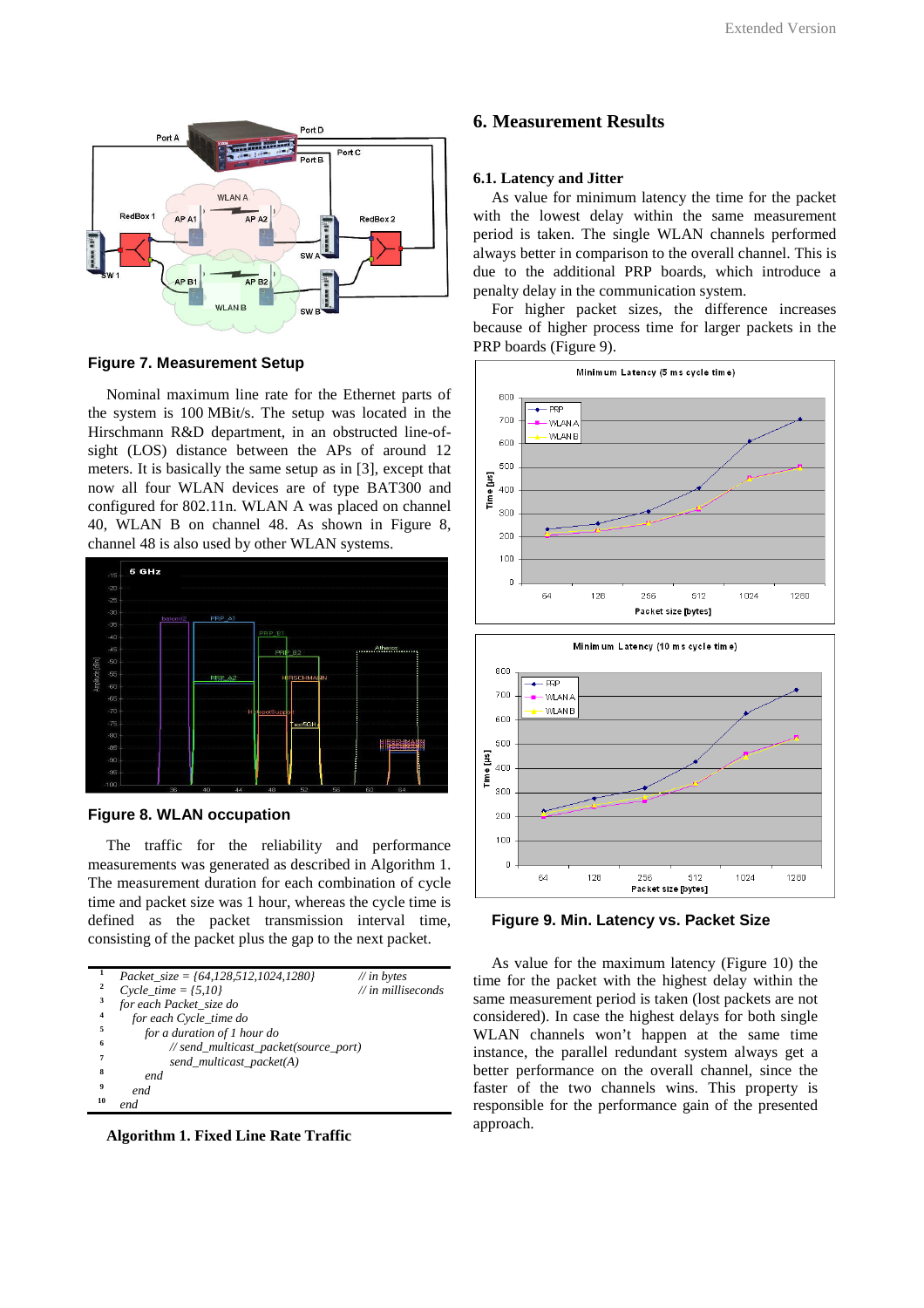**Figure 7. Measurement Setup**

Nominal maximum line rate for the Ethernet parts of the system is 100 MBit/s. The setup was located in the Hirschmann R&D department, in an obstructed line-of-sight (LOS) distance between the APs of around 12 meters. It is basically the same setup as in [3], except that now all four WLAN devices are of type BAT300 and configured for 802.11n. WLAN A was placed on channel 40, WLAN B on channel 48. As shown in Figure 8, channel 48 is also used by other WLAN systems.

**Figure 8. WLAN occupation**

The traffic for the reliability and performance measurements was generated as described in Algorithm 1. The measurement duration for each combination of cycle time and packet size was 1 hour, whereas the cycle time is defined as the packet transmission interval time, consisting of the packet plus the gap to the next packet.

```
1   Packet_size = {64,128,512,1024,1280}          // in bytes
2   Cycle_time = {5,10}                            // in milliseconds
3   for each Packet_size do
4     for each Cycle_time do
5       for a duration of 1 hour do
6           // send_multicast_packet(source_port)
7           send_multicast_packet(A)
8       end
9     end
10  end
```

**Algorithm 1. Fixed Line Rate Traffic**

## 6. Measurement Results

### 6.1. Latency and Jitter

As value for minimum latency the time for the packet with the lowest delay within the same measurement period is taken. The single WLAN channels performed always better in comparison to the overall channel. This is due to the additional PRP boards, which introduce a penalty delay in the communication system.

For higher packet sizes, the difference increases because of higher process time for larger packets in the PRP boards (Figure 9).

**Figure 9. Min. Latency vs. Packet Size**

As value for the maximum latency (Figure 10) the time for the packet with the highest delay within the same measurement period is taken (lost packets are not considered). In case the highest delays for both single WLAN channels won't happen at the same time instance, the parallel redundant system always get a better performance on the overall channel, since the faster of the two channels wins. This property is responsible for the performance gain of the presented approach.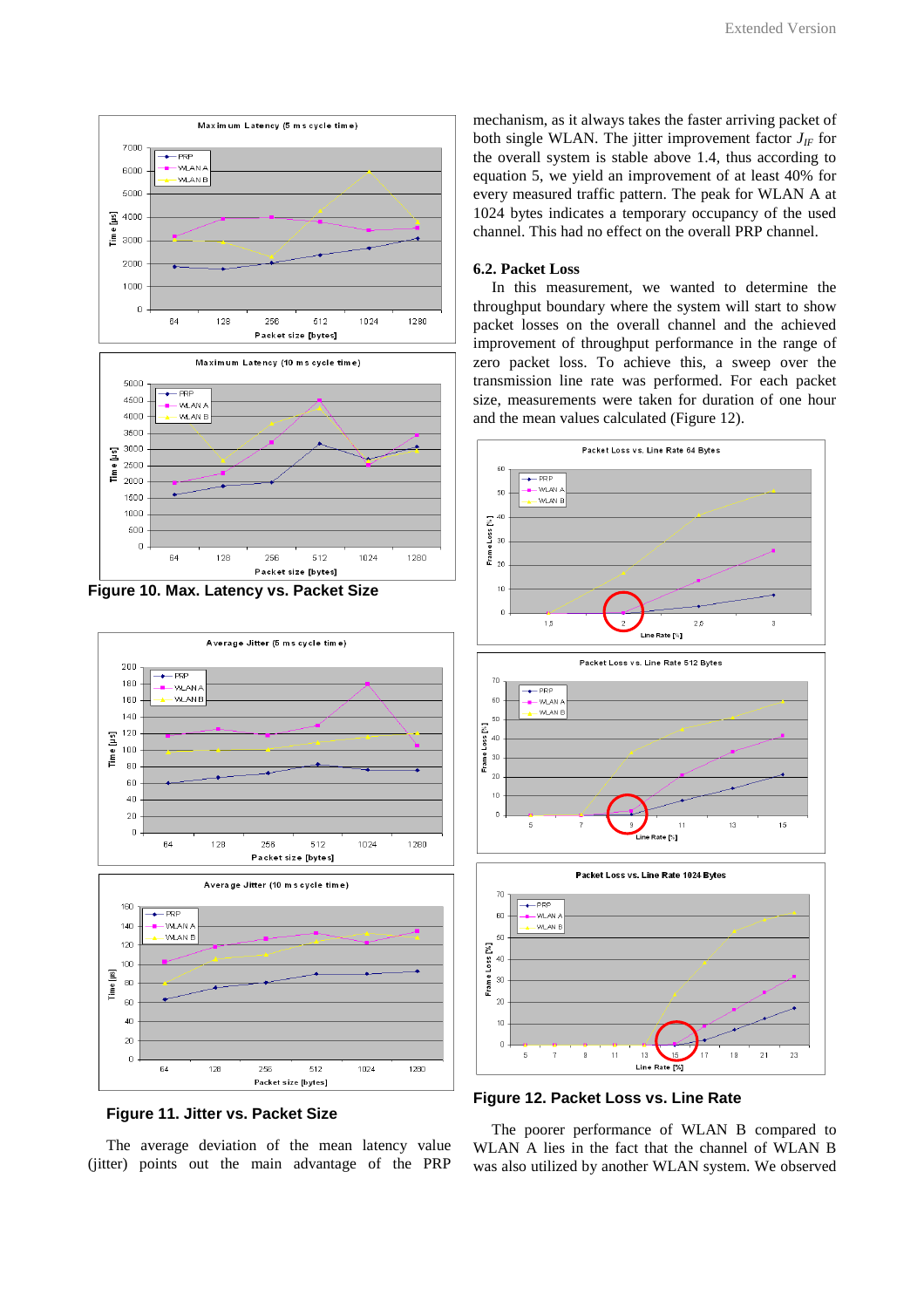Figure 10. Max. Latency vs. Packet Size

Figure 11. Jitter vs. Packet Size

The average deviation of the mean latency value (jitter) points out the main advantage of the PRP mechanism, as it always takes the faster arriving packet of both single WLAN. The jitter improvement factor $J_{IF}$ for the overall system is stable above 1.4, thus according to equation 5, we yield an improvement of at least 40% for every measured traffic pattern. The peak for WLAN A at 1024 bytes indicates a temporary occupancy of the used channel. This had no effect on the overall PRP channel.

### 6.2. Packet Loss

In this measurement, we wanted to determine the throughput boundary where the system will start to show packet losses on the overall channel and the achieved improvement of throughput performance in the range of zero packet loss. To achieve this, a sweep over the transmission line rate was performed. For each packet size, measurements were taken for duration of one hour and the mean values calculated (Figure 12).

Figure 12. Packet Loss vs. Line Rate

The poorer performance of WLAN B compared to WLAN A lies in the fact that the channel of WLAN B was also utilized by another WLAN system. We observed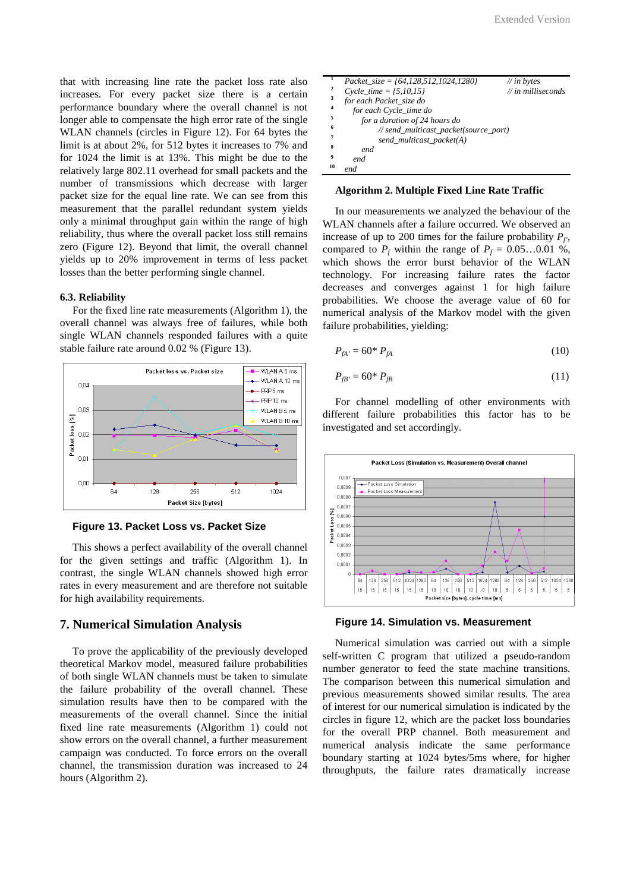that with increasing line rate the packet loss rate also increases. For every packet size there is a certain performance boundary where the overall channel is not longer able to compensate the high error rate of the single WLAN channels (circles in Figure 12). For 64 bytes the limit is at about 2%, for 512 bytes it increases to 7% and for 1024 the limit is at 13%. This might be due to the relatively large 802.11 overhead for small packets and the number of transmissions which decrease with larger packet size for the equal line rate. We can see from this measurement that the parallel redundant system yields only a minimal throughput gain within the range of high reliability, thus where the overall packet loss still remains zero (Figure 12). Beyond that limit, the overall channel yields up to 20% improvement in terms of less packet losses than the better performing single channel.

### 6.3. Reliability

For the fixed line rate measurements (Algorithm 1), the overall channel was always free of failures, while both single WLAN channels responded failures with a quite stable failure rate around 0.02 % (Figure 13).

**Figure 13. Packet Loss vs. Packet Size**

This shows a perfect availability of the overall channel for the given settings and traffic (Algorithm 1). In contrast, the single WLAN channels showed high error rates in every measurement and are therefore not suitable for high availability requirements.

## 7. Numerical Simulation Analysis

To prove the applicability of the previously developed theoretical Markov model, measured failure probabilities of both single WLAN channels must be taken to simulate the failure probability of the overall channel. These simulation results have then to be compared with the measurements of the overall channel. Since the initial fixed line rate measurements (Algorithm 1) could not show errors on the overall channel, a further measurement campaign was conducted. To force errors on the overall channel, the transmission duration was increased to 24 hours (Algorithm 2).

```
1   Packet_size = {64,128,512,1024,1280}        // in bytes
2   Cycle_time = {5,10,15}                      // in milliseconds
3   for each Packet_size do
4     for each Cycle_time do
5       for a duration of 24 hours do
6           // send_multicast_packet(source_port)
7           send_multicast_packet(A)
8       end
9     end
10  end
```

**Algorithm 2. Multiple Fixed Line Rate Traffic**

In our measurements we analyzed the behaviour of the WLAN channels after a failure occurred. We observed an increase of up to 200 times for the failure probability $P_{f'}$, compared to $P_f$ within the range of $P_f$ = 0.05…0.01 %, which shows the error burst behavior of the WLAN technology. For increasing failure rates the factor decreases and converges against 1 for high failure probabilities. We choose the average value of 60 for numerical analysis of the Markov model with the given failure probabilities, yielding:

$$P_{fA'} = 60 * P_{fA} \tag{10}$$

$$P_{fB'} = 60 * P_{fB} \tag{11}$$

For channel modelling of other environments with different failure probabilities this factor has to be investigated and set accordingly.

**Figure 14. Simulation vs. Measurement**

Numerical simulation was carried out with a simple self-written C program that utilized a pseudo-random number generator to feed the state machine transitions. The comparison between this numerical simulation and previous measurements showed similar results. The area of interest for our numerical simulation is indicated by the circles in figure 12, which are the packet loss boundaries for the overall PRP channel. Both measurement and numerical analysis indicate the same performance boundary starting at 1024 bytes/5ms where, for higher throughputs, the failure rates dramatically increase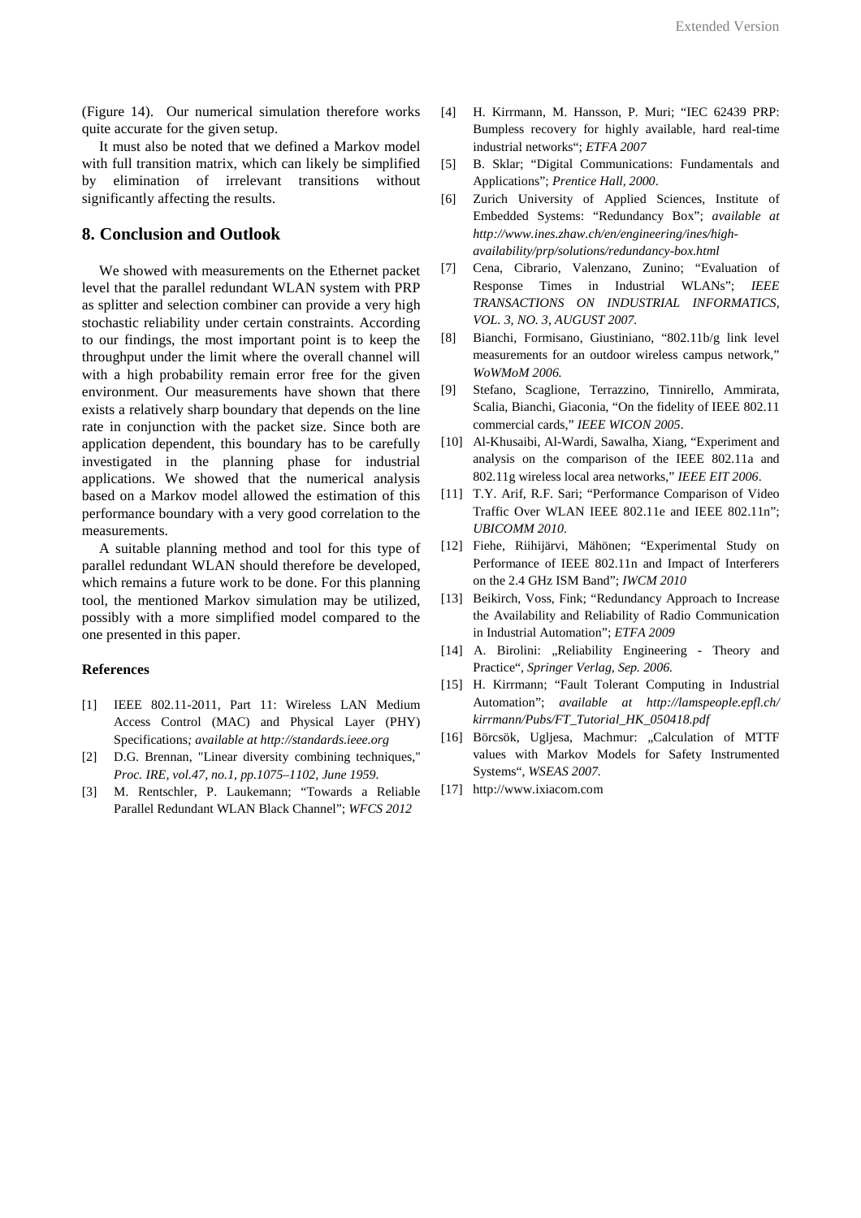(Figure 14). Our numerical simulation therefore works quite accurate for the given setup.

It must also be noted that we defined a Markov model with full transition matrix, which can likely be simplified by elimination of irrelevant transitions without significantly affecting the results.

## 8. Conclusion and Outlook

We showed with measurements on the Ethernet packet level that the parallel redundant WLAN system with PRP as splitter and selection combiner can provide a very high stochastic reliability under certain constraints. According to our findings, the most important point is to keep the throughput under the limit where the overall channel will with a high probability remain error free for the given environment. Our measurements have shown that there exists a relatively sharp boundary that depends on the line rate in conjunction with the packet size. Since both are application dependent, this boundary has to be carefully investigated in the planning phase for industrial applications. We showed that the numerical analysis based on a Markov model allowed the estimation of this performance boundary with a very good correlation to the measurements.

A suitable planning method and tool for this type of parallel redundant WLAN should therefore be developed, which remains a future work to be done. For this planning tool, the mentioned Markov simulation may be utilized, possibly with a more simplified model compared to the one presented in this paper.

### References

[1] IEEE 802.11-2011, Part 11: Wireless LAN Medium Access Control (MAC) and Physical Layer (PHY) Specifications*; available at http://standards.ieee.org*

[2] D.G. Brennan, "Linear diversity combining techniques," *Proc. IRE, vol.47, no.1, pp.1075–1102, June 1959.*

[3] M. Rentschler, P. Laukemann; "Towards a Reliable Parallel Redundant WLAN Black Channel"; *WFCS 2012*

[4] H. Kirrmann, M. Hansson, P. Muri; "IEC 62439 PRP: Bumpless recovery for highly available, hard real-time industrial networks"; *ETFA 2007*

[5] B. Sklar; "Digital Communications: Fundamentals and Applications"; *Prentice Hall, 2000*.

[6] Zurich University of Applied Sciences, Institute of Embedded Systems: "Redundancy Box"; *available at http://www.ines.zhaw.ch/en/engineering/ines/high-availability/prp/solutions/redundancy-box.html*

[7] Cena, Cibrario, Valenzano, Zunino; "Evaluation of Response Times in Industrial WLANs"; *IEEE TRANSACTIONS ON INDUSTRIAL INFORMATICS, VOL. 3, NO. 3, AUGUST 2007.*

[8] Bianchi, Formisano, Giustiniano, "802.11b/g link level measurements for an outdoor wireless campus network," *WoWMoM 2006.*

[9] Stefano, Scaglione, Terrazzino, Tinnirello, Ammirata, Scalia, Bianchi, Giaconia, "On the fidelity of IEEE 802.11 commercial cards," *IEEE WICON 2005*.

[10] Al-Khusaibi, Al-Wardi, Sawalha, Xiang, "Experiment and analysis on the comparison of the IEEE 802.11a and 802.11g wireless local area networks," *IEEE EIT 2006*.

[11] T.Y. Arif, R.F. Sari; "Performance Comparison of Video Traffic Over WLAN IEEE 802.11e and IEEE 802.11n"; *UBICOMM 2010*.

[12] Fiehe, Riihijärvi, Mähönen; "Experimental Study on Performance of IEEE 802.11n and Impact of Interferers on the 2.4 GHz ISM Band"; *IWCM 2010*

[13] Beikirch, Voss, Fink; "Redundancy Approach to Increase the Availability and Reliability of Radio Communication in Industrial Automation"; *ETFA 2009*

[14] A. Birolini: „Reliability Engineering - Theory and Practice", *Springer Verlag, Sep. 2006.*

[15] H. Kirrmann; "Fault Tolerant Computing in Industrial Automation"; *available at http://lamspeople.epfl.ch/kirrmann/Pubs/FT_Tutorial_HK_050418.pdf*

[16] Börcsök, Ugljesa, Machmur: „Calculation of MTTF values with Markov Models for Safety Instrumented Systems", *WSEAS 2007.*

[17] http://www.ixiacom.com